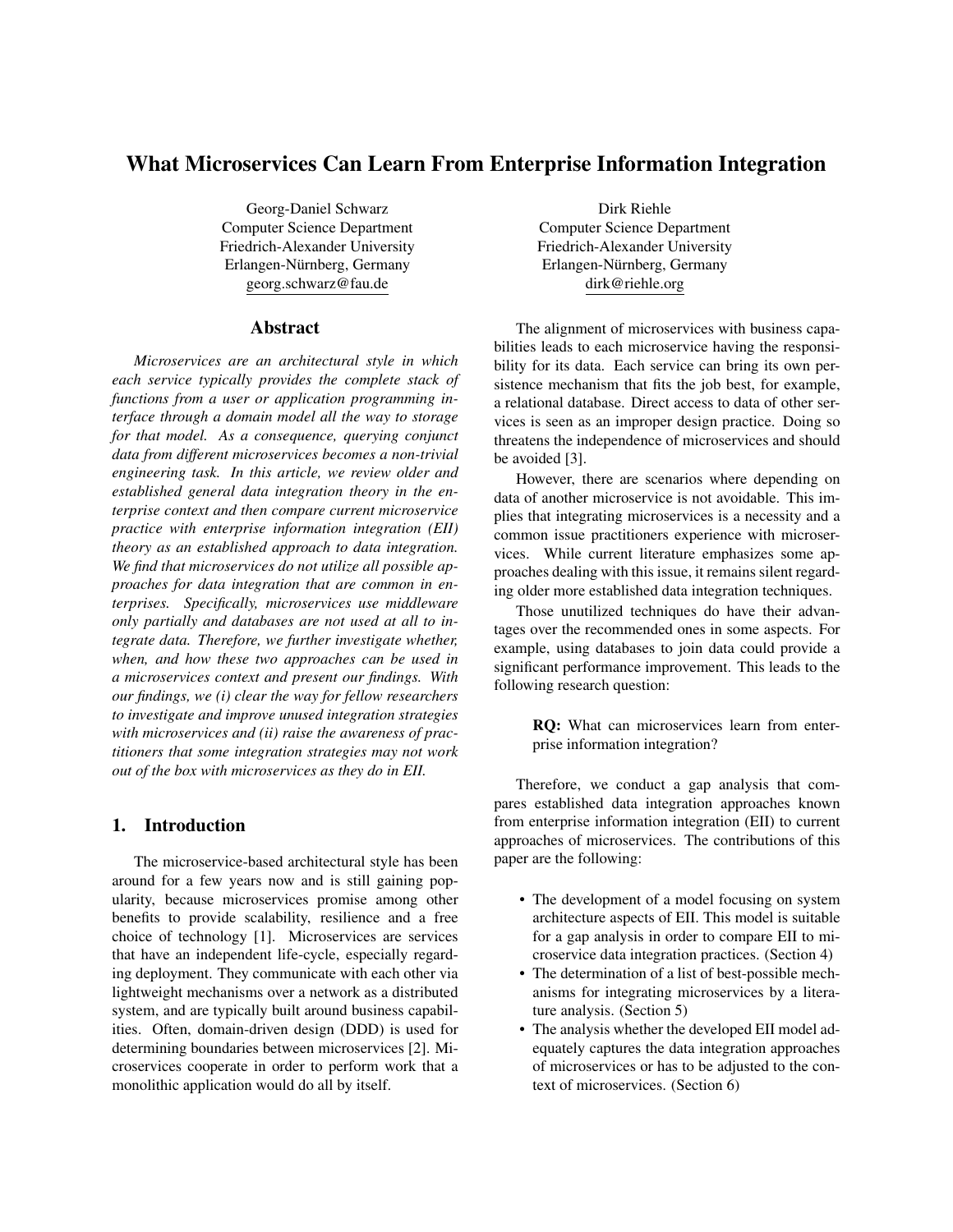# What Microservices Can Learn From Enterprise Information Integration

Georg-Daniel Schwarz
Computer Science Department
Friedrich-Alexander University
Erlangen-Nürnberg, Germany
georg.schwarz@fau.de

Dirk Riehle
Computer Science Department
Friedrich-Alexander University
Erlangen-Nürnberg, Germany
dirk@riehle.org

## Abstract

*Microservices are an architectural style in which each service typically provides the complete stack of functions from a user or application programming interface through a domain model all the way to storage for that model. As a consequence, querying conjunct data from different microservices becomes a non-trivial engineering task. In this article, we review older and established general data integration theory in the enterprise context and then compare current microservice practice with enterprise information integration (EII) theory as an established approach to data integration. We find that microservices do not utilize all possible approaches for data integration that are common in enterprises. Specifically, microservices use middleware only partially and databases are not used at all to integrate data. Therefore, we further investigate whether, when, and how these two approaches can be used in a microservices context and present our findings. With our findings, we (i) clear the way for fellow researchers to investigate and improve unused integration strategies with microservices and (ii) raise the awareness of practitioners that some integration strategies may not work out of the box with microservices as they do in EII.*

## 1. Introduction

The microservice-based architectural style has been around for a few years now and is still gaining popularity, because microservices promise among other benefits to provide scalability, resilience and a free choice of technology [1]. Microservices are services that have an independent life-cycle, especially regarding deployment. They communicate with each other via lightweight mechanisms over a network as a distributed system, and are typically built around business capabilities. Often, domain-driven design (DDD) is used for determining boundaries between microservices [2]. Microservices cooperate in order to perform work that a monolithic application would do all by itself.

The alignment of microservices with business capabilities leads to each microservice having the responsibility for its data. Each service can bring its own persistence mechanism that fits the job best, for example, a relational database. Direct access to data of other services is seen as an improper design practice. Doing so threatens the independence of microservices and should be avoided [3].

However, there are scenarios where depending on data of another microservice is not avoidable. This implies that integrating microservices is a necessity and a common issue practitioners experience with microservices. While current literature emphasizes some approaches dealing with this issue, it remains silent regarding older more established data integration techniques.

Those unutilized techniques do have their advantages over the recommended ones in some aspects. For example, using databases to join data could provide a significant performance improvement. This leads to the following research question:

> **RQ:** What can microservices learn from enterprise information integration?

Therefore, we conduct a gap analysis that compares established data integration approaches known from enterprise information integration (EII) to current approaches of microservices. The contributions of this paper are the following:

- The development of a model focusing on system architecture aspects of EII. This model is suitable for a gap analysis in order to compare EII to microservice data integration practices. (Section 4)
- The determination of a list of best-possible mechanisms for integrating microservices by a literature analysis. (Section 5)
- The analysis whether the developed EII model adequately captures the data integration approaches of microservices or has to be adjusted to the context of microservices. (Section 6)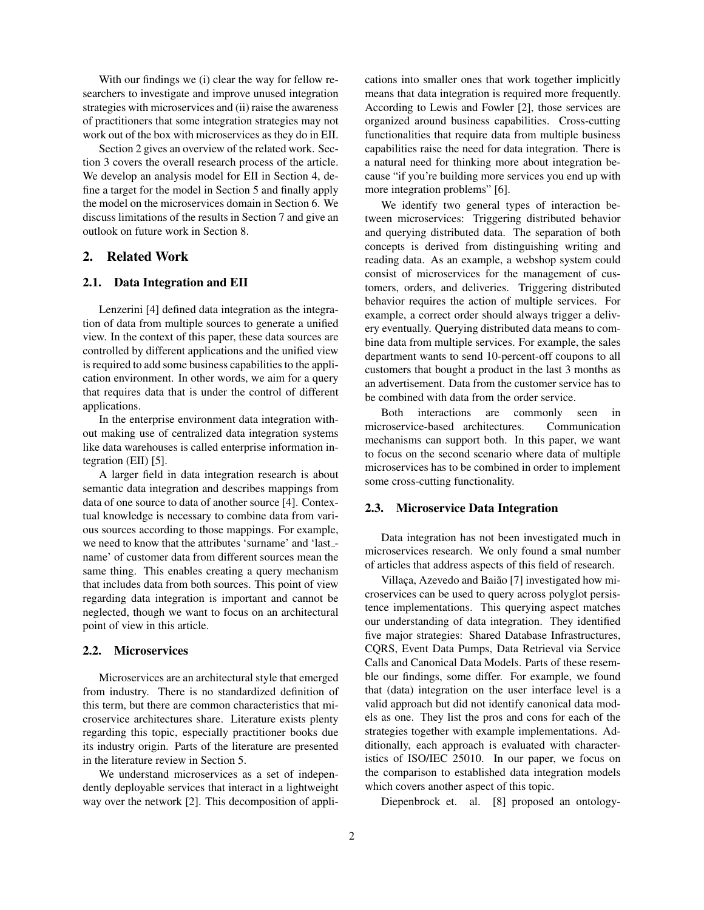With our findings we (i) clear the way for fellow researchers to investigate and improve unused integration strategies with microservices and (ii) raise the awareness of practitioners that some integration strategies may not work out of the box with microservices as they do in EII.

Section 2 gives an overview of the related work. Section 3 covers the overall research process of the article. We develop an analysis model for EII in Section 4, define a target for the model in Section 5 and finally apply the model on the microservices domain in Section 6. We discuss limitations of the results in Section 7 and give an outlook on future work in Section 8.

## 2. Related Work

### 2.1. Data Integration and EII

Lenzerini [4] defined data integration as the integration of data from multiple sources to generate a unified view. In the context of this paper, these data sources are controlled by different applications and the unified view is required to add some business capabilities to the application environment. In other words, we aim for a query that requires data that is under the control of different applications.

In the enterprise environment data integration without making use of centralized data integration systems like data warehouses is called enterprise information integration (EII) [5].

A larger field in data integration research is about semantic data integration and describes mappings from data of one source to data of another source [4]. Contextual knowledge is necessary to combine data from various sources according to those mappings. For example, we need to know that the attributes 'surname' and 'last_name' of customer data from different sources mean the same thing. This enables creating a query mechanism that includes data from both sources. This point of view regarding data integration is important and cannot be neglected, though we want to focus on an architectural point of view in this article.

### 2.2. Microservices

Microservices are an architectural style that emerged from industry. There is no standardized definition of this term, but there are common characteristics that microservice architectures share. Literature exists plenty regarding this topic, especially practitioner books due its industry origin. Parts of the literature are presented in the literature review in Section 5.

We understand microservices as a set of independently deployable services that interact in a lightweight way over the network [2]. This decomposition of applications into smaller ones that work together implicitly means that data integration is required more frequently. According to Lewis and Fowler [2], those services are organized around business capabilities. Cross-cutting functionalities that require data from multiple business capabilities raise the need for data integration. There is a natural need for thinking more about integration because "if you're building more services you end up with more integration problems" [6].

We identify two general types of interaction between microservices: Triggering distributed behavior and querying distributed data. The separation of both concepts is derived from distinguishing writing and reading data. As an example, a webshop system could consist of microservices for the management of customers, orders, and deliveries. Triggering distributed behavior requires the action of multiple services. For example, a correct order should always trigger a delivery eventually. Querying distributed data means to combine data from multiple services. For example, the sales department wants to send 10-percent-off coupons to all customers that bought a product in the last 3 months as an advertisement. Data from the customer service has to be combined with data from the order service.

Both interactions are commonly seen in microservice-based architectures. Communication mechanisms can support both. In this paper, we want to focus on the second scenario where data of multiple microservices has to be combined in order to implement some cross-cutting functionality.

### 2.3. Microservice Data Integration

Data integration has not been investigated much in microservices research. We only found a smal number of articles that address aspects of this field of research.

Villaça, Azevedo and Baião [7] investigated how microservices can be used to query across polyglot persistence implementations. This querying aspect matches our understanding of data integration. They identified five major strategies: Shared Database Infrastructures, CQRS, Event Data Pumps, Data Retrieval via Service Calls and Canonical Data Models. Parts of these resemble our findings, some differ. For example, we found that (data) integration on the user interface level is a valid approach but did not identify canonical data models as one. They list the pros and cons for each of the strategies together with example implementations. Additionally, each approach is evaluated with characteristics of ISO/IEC 25010. In our paper, we focus on the comparison to established data integration models which covers another aspect of this topic.

Diepenbrock et. al. [8] proposed an ontology-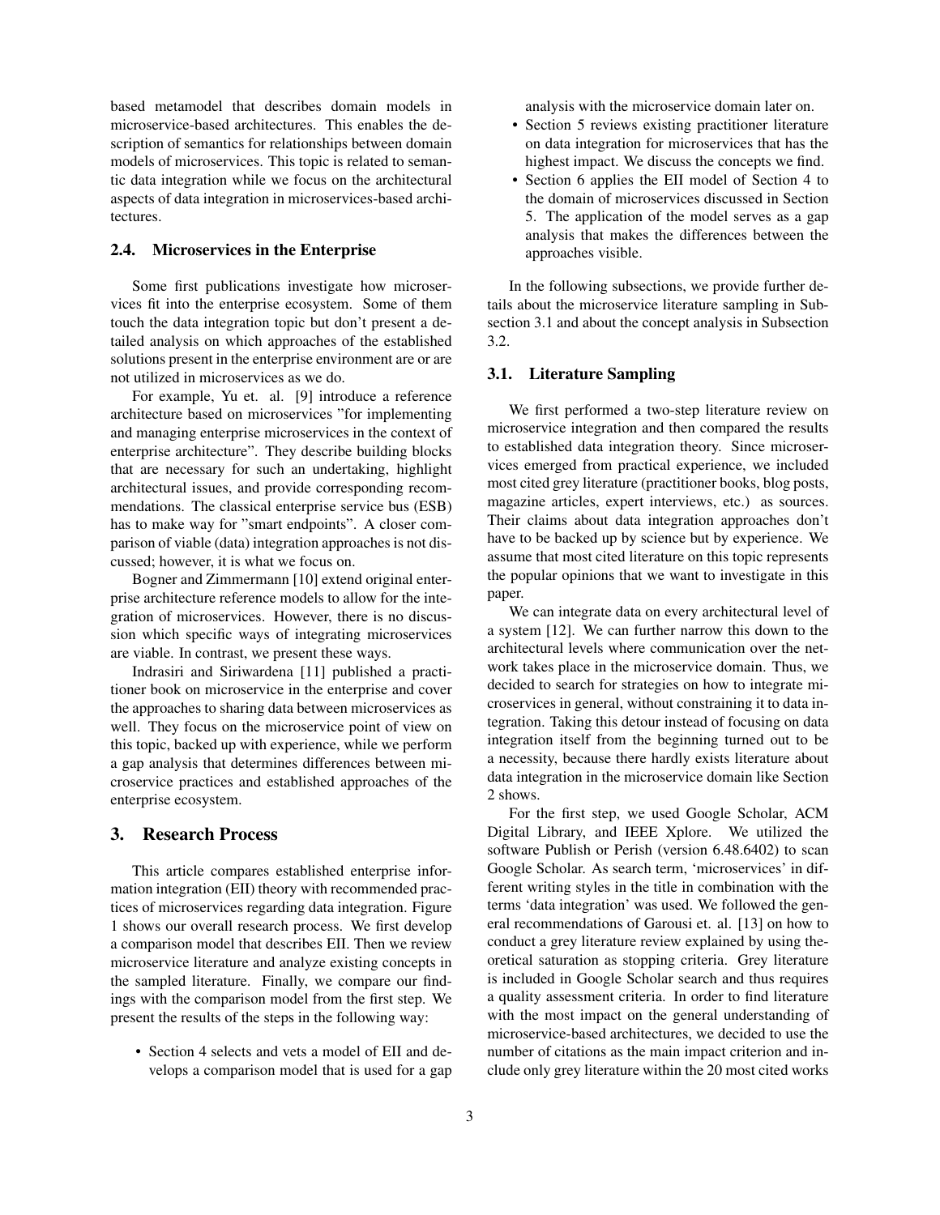based metamodel that describes domain models in microservice-based architectures. This enables the description of semantics for relationships between domain models of microservices. This topic is related to semantic data integration while we focus on the architectural aspects of data integration in microservices-based architectures.

### 2.4. Microservices in the Enterprise

Some first publications investigate how microservices fit into the enterprise ecosystem. Some of them touch the data integration topic but don't present a detailed analysis on which approaches of the established solutions present in the enterprise environment are or are not utilized in microservices as we do.

For example, Yu et. al. [9] introduce a reference architecture based on microservices "for implementing and managing enterprise microservices in the context of enterprise architecture". They describe building blocks that are necessary for such an undertaking, highlight architectural issues, and provide corresponding recommendations. The classical enterprise service bus (ESB) has to make way for "smart endpoints". A closer comparison of viable (data) integration approaches is not discussed; however, it is what we focus on.

Bogner and Zimmermann [10] extend original enterprise architecture reference models to allow for the integration of microservices. However, there is no discussion which specific ways of integrating microservices are viable. In contrast, we present these ways.

Indrasiri and Siriwardena [11] published a practitioner book on microservice in the enterprise and cover the approaches to sharing data between microservices as well. They focus on the microservice point of view on this topic, backed up with experience, while we perform a gap analysis that determines differences between microservice practices and established approaches of the enterprise ecosystem.

## 3. Research Process

This article compares established enterprise information integration (EII) theory with recommended practices of microservices regarding data integration. Figure 1 shows our overall research process. We first develop a comparison model that describes EII. Then we review microservice literature and analyze existing concepts in the sampled literature. Finally, we compare our findings with the comparison model from the first step. We present the results of the steps in the following way:

- Section 4 selects and vets a model of EII and develops a comparison model that is used for a gap analysis with the microservice domain later on.
- Section 5 reviews existing practitioner literature on data integration for microservices that has the highest impact. We discuss the concepts we find.
- Section 6 applies the EII model of Section 4 to the domain of microservices discussed in Section 5. The application of the model serves as a gap analysis that makes the differences between the approaches visible.

In the following subsections, we provide further details about the microservice literature sampling in Subsection 3.1 and about the concept analysis in Subsection 3.2.

### 3.1. Literature Sampling

We first performed a two-step literature review on microservice integration and then compared the results to established data integration theory. Since microservices emerged from practical experience, we included most cited grey literature (practitioner books, blog posts, magazine articles, expert interviews, etc.) as sources. Their claims about data integration approaches don't have to be backed up by science but by experience. We assume that most cited literature on this topic represents the popular opinions that we want to investigate in this paper.

We can integrate data on every architectural level of a system [12]. We can further narrow this down to the architectural levels where communication over the network takes place in the microservice domain. Thus, we decided to search for strategies on how to integrate microservices in general, without constraining it to data integration. Taking this detour instead of focusing on data integration itself from the beginning turned out to be a necessity, because there hardly exists literature about data integration in the microservice domain like Section 2 shows.

For the first step, we used Google Scholar, ACM Digital Library, and IEEE Xplore. We utilized the software Publish or Perish (version 6.48.6402) to scan Google Scholar. As search term, 'microservices' in different writing styles in the title in combination with the terms 'data integration' was used. We followed the general recommendations of Garousi et. al. [13] on how to conduct a grey literature review explained by using theoretical saturation as stopping criteria. Grey literature is included in Google Scholar search and thus requires a quality assessment criteria. In order to find literature with the most impact on the general understanding of microservice-based architectures, we decided to use the number of citations as the main impact criterion and include only grey literature within the 20 most cited works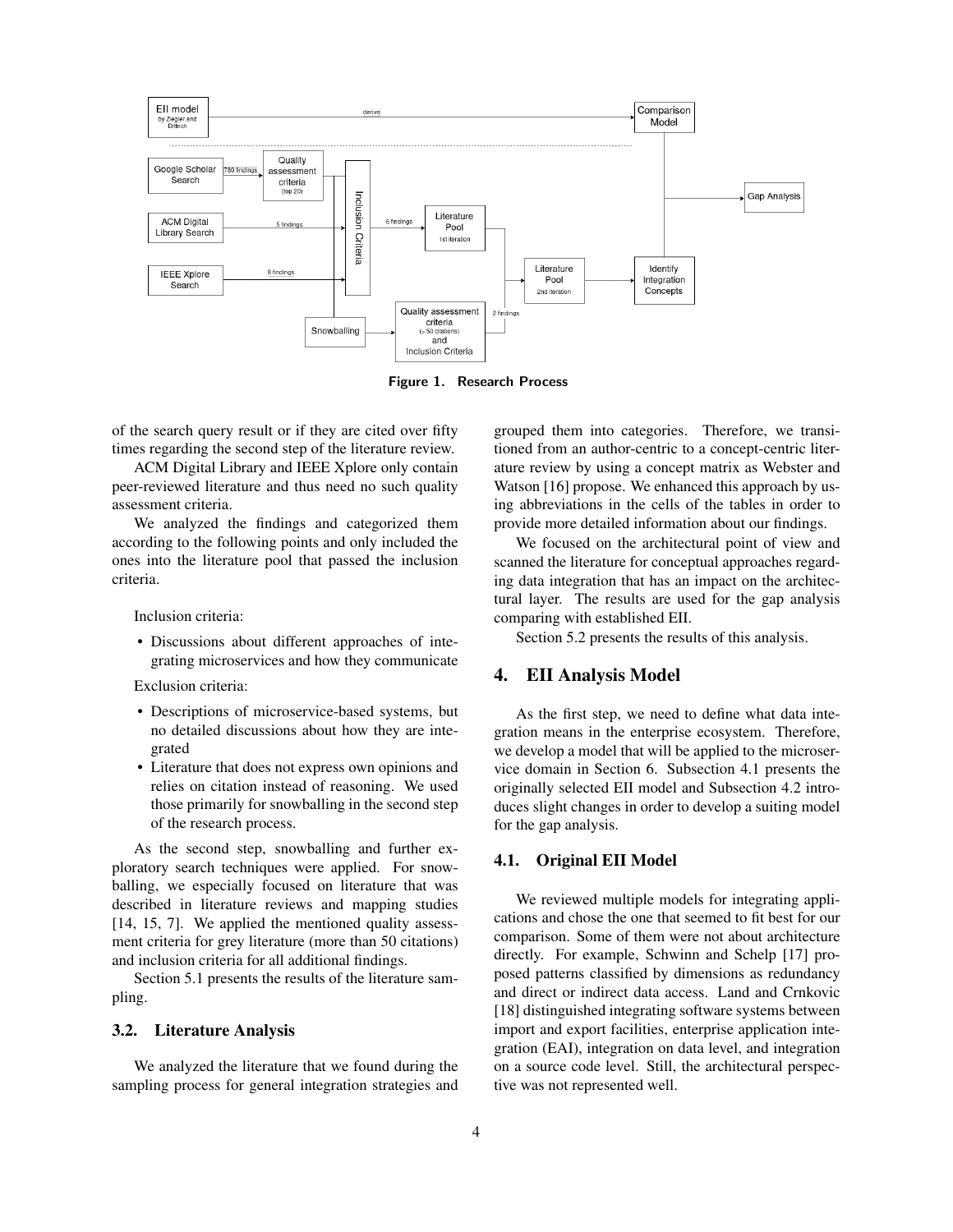Figure 1. Research Process

of the search query result or if they are cited over fifty times regarding the second step of the literature review.

ACM Digital Library and IEEE Xplore only contain peer-reviewed literature and thus need no such quality assessment criteria.

We analyzed the findings and categorized them according to the following points and only included the ones into the literature pool that passed the inclusion criteria.

Inclusion criteria:

- Discussions about different approaches of integrating microservices and how they communicate

Exclusion criteria:

- Descriptions of microservice-based systems, but no detailed discussions about how they are integrated
- Literature that does not express own opinions and relies on citation instead of reasoning. We used those primarily for snowballing in the second step of the research process.

As the second step, snowballing and further exploratory search techniques were applied. For snowballing, we especially focused on literature that was described in literature reviews and mapping studies [14, 15, 7]. We applied the mentioned quality assessment criteria for grey literature (more than 50 citations) and inclusion criteria for all additional findings.

Section 5.1 presents the results of the literature sampling.

### 3.2. Literature Analysis

We analyzed the literature that we found during the sampling process for general integration strategies and grouped them into categories. Therefore, we transitioned from an author-centric to a concept-centric literature review by using a concept matrix as Webster and Watson [16] propose. We enhanced this approach by using abbreviations in the cells of the tables in order to provide more detailed information about our findings.

We focused on the architectural point of view and scanned the literature for conceptual approaches regarding data integration that has an impact on the architectural layer. The results are used for the gap analysis comparing with established EII.

Section 5.2 presents the results of this analysis.

## 4. EII Analysis Model

As the first step, we need to define what data integration means in the enterprise ecosystem. Therefore, we develop a model that will be applied to the microservice domain in Section 6. Subsection 4.1 presents the originally selected EII model and Subsection 4.2 introduces slight changes in order to develop a suiting model for the gap analysis.

### 4.1. Original EII Model

We reviewed multiple models for integrating applications and chose the one that seemed to fit best for our comparison. Some of them were not about architecture directly. For example, Schwinn and Schelp [17] proposed patterns classified by dimensions as redundancy and direct or indirect data access. Land and Crnkovic [18] distinguished integrating software systems between import and export facilities, enterprise application integration (EAI), integration on data level, and integration on a source code level. Still, the architectural perspective was not represented well.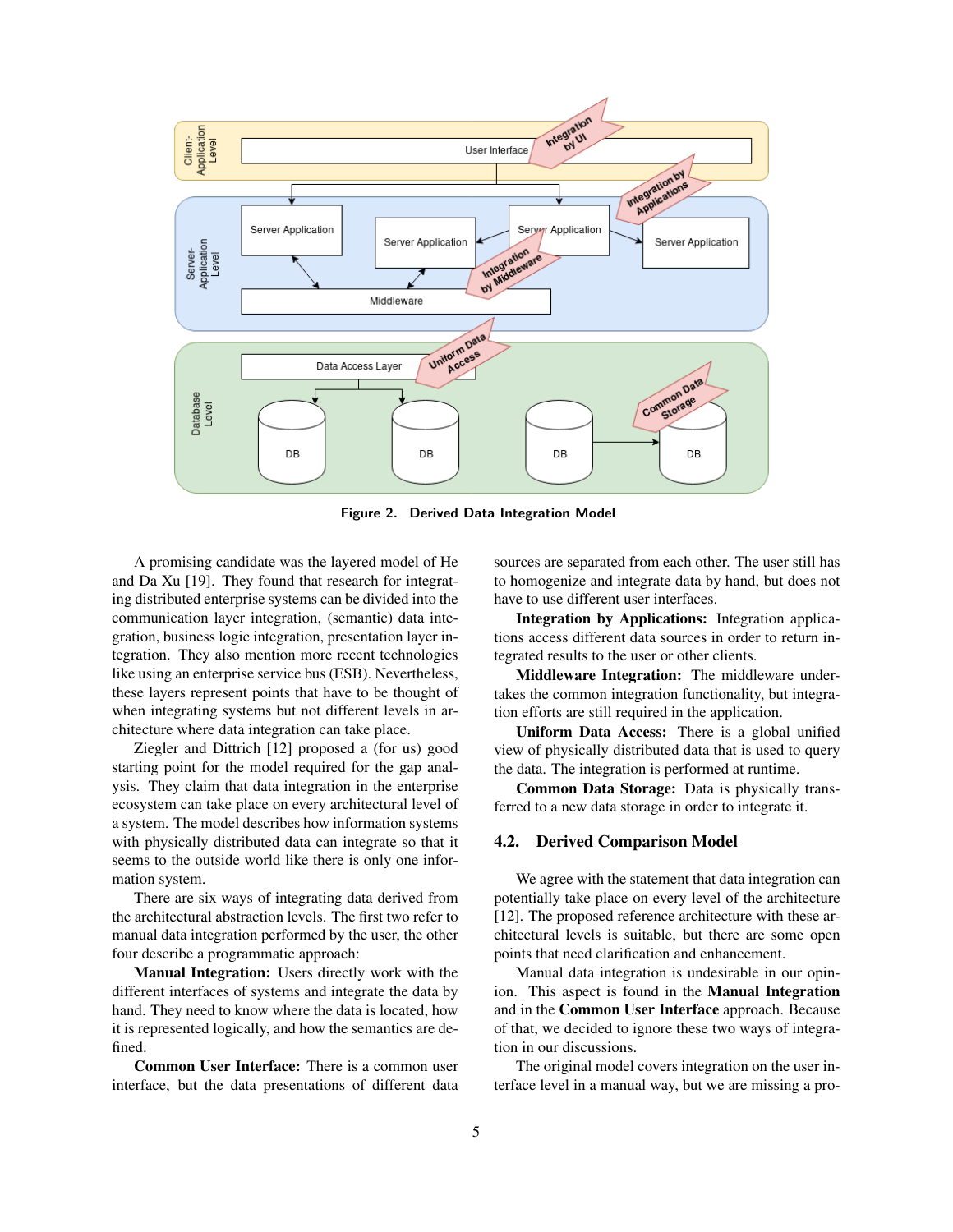Figure 2. Derived Data Integration Model

A promising candidate was the layered model of He and Da Xu [19]. They found that research for integrating distributed enterprise systems can be divided into the communication layer integration, (semantic) data integration, business logic integration, presentation layer integration. They also mention more recent technologies like using an enterprise service bus (ESB). Nevertheless, these layers represent points that have to be thought of when integrating systems but not different levels in architecture where data integration can take place.

Ziegler and Dittrich [12] proposed a (for us) good starting point for the model required for the gap analysis. They claim that data integration in the enterprise ecosystem can take place on every architectural level of a system. The model describes how information systems with physically distributed data can integrate so that it seems to the outside world like there is only one information system.

There are six ways of integrating data derived from the architectural abstraction levels. The first two refer to manual data integration performed by the user, the other four describe a programmatic approach:

**Manual Integration:** Users directly work with the different interfaces of systems and integrate the data by hand. They need to know where the data is located, how it is represented logically, and how the semantics are defined.

**Common User Interface:** There is a common user interface, but the data presentations of different data sources are separated from each other. The user still has to homogenize and integrate data by hand, but does not have to use different user interfaces.

**Integration by Applications:** Integration applications access different data sources in order to return integrated results to the user or other clients.

**Middleware Integration:** The middleware undertakes the common integration functionality, but integration efforts are still required in the application.

**Uniform Data Access:** There is a global unified view of physically distributed data that is used to query the data. The integration is performed at runtime.

**Common Data Storage:** Data is physically transferred to a new data storage in order to integrate it.

## 4.2. Derived Comparison Model

We agree with the statement that data integration can potentially take place on every level of the architecture [12]. The proposed reference architecture with these architectural levels is suitable, but there are some open points that need clarification and enhancement.

Manual data integration is undesirable in our opinion. This aspect is found in the **Manual Integration** and in the **Common User Interface** approach. Because of that, we decided to ignore these two ways of integration in our discussions.

The original model covers integration on the user interface level in a manual way, but we are missing a pro-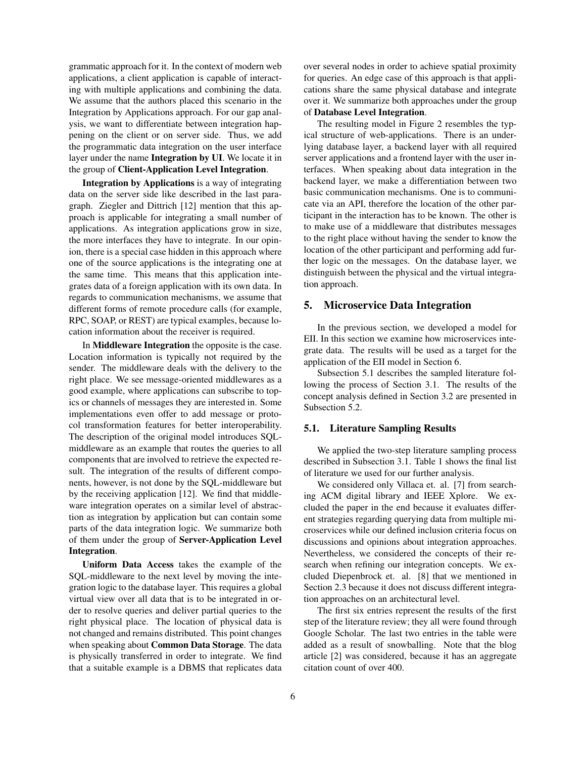grammatic approach for it. In the context of modern web applications, a client application is capable of interacting with multiple applications and combining the data. We assume that the authors placed this scenario in the Integration by Applications approach. For our gap analysis, we want to differentiate between integration happening on the client or on server side. Thus, we add the programmatic data integration on the user interface layer under the name **Integration by UI**. We locate it in the group of **Client-Application Level Integration**.

**Integration by Applications** is a way of integrating data on the server side like described in the last paragraph. Ziegler and Dittrich [12] mention that this approach is applicable for integrating a small number of applications. As integration applications grow in size, the more interfaces they have to integrate. In our opinion, there is a special case hidden in this approach where one of the source applications is the integrating one at the same time. This means that this application integrates data of a foreign application with its own data. In regards to communication mechanisms, we assume that different forms of remote procedure calls (for example, RPC, SOAP, or REST) are typical examples, because location information about the receiver is required.

In **Middleware Integration** the opposite is the case. Location information is typically not required by the sender. The middleware deals with the delivery to the right place. We see message-oriented middlewares as a good example, where applications can subscribe to topics or channels of messages they are interested in. Some implementations even offer to add message or protocol transformation features for better interoperability. The description of the original model introduces SQL-middleware as an example that routes the queries to all components that are involved to retrieve the expected result. The integration of the results of different components, however, is not done by the SQL-middleware but by the receiving application [12]. We find that middleware integration operates on a similar level of abstraction as integration by application but can contain some parts of the data integration logic. We summarize both of them under the group of **Server-Application Level Integration**.

**Uniform Data Access** takes the example of the SQL-middleware to the next level by moving the integration logic to the database layer. This requires a global virtual view over all data that is to be integrated in order to resolve queries and deliver partial queries to the right physical place. The location of physical data is not changed and remains distributed. This point changes when speaking about **Common Data Storage**. The data is physically transferred in order to integrate. We find that a suitable example is a DBMS that replicates data over several nodes in order to achieve spatial proximity for queries. An edge case of this approach is that applications share the same physical database and integrate over it. We summarize both approaches under the group of **Database Level Integration**.

The resulting model in Figure 2 resembles the typical structure of web-applications. There is an underlying database layer, a backend layer with all required server applications and a frontend layer with the user interfaces. When speaking about data integration in the backend layer, we make a differentiation between two basic communication mechanisms. One is to communicate via an API, therefore the location of the other participant in the interaction has to be known. The other is to make use of a middleware that distributes messages to the right place without having the sender to know the location of the other participant and performing add further logic on the messages. On the database layer, we distinguish between the physical and the virtual integration approach.

## 5. Microservice Data Integration

In the previous section, we developed a model for EII. In this section we examine how microservices integrate data. The results will be used as a target for the application of the EII model in Section 6.

Subsection 5.1 describes the sampled literature following the process of Section 3.1. The results of the concept analysis defined in Section 3.2 are presented in Subsection 5.2.

### 5.1. Literature Sampling Results

We applied the two-step literature sampling process described in Subsection 3.1. Table 1 shows the final list of literature we used for our further analysis.

We considered only Villaca et. al. [7] from searching ACM digital library and IEEE Xplore. We excluded the paper in the end because it evaluates different strategies regarding querying data from multiple microservices while our defined inclusion criteria focus on discussions and opinions about integration approaches. Nevertheless, we considered the concepts of their research when refining our integration concepts. We excluded Diepenbrock et. al. [8] that we mentioned in Section 2.3 because it does not discuss different integration approaches on an architectural level.

The first six entries represent the results of the first step of the literature review; they all were found through Google Scholar. The last two entries in the table were added as a result of snowballing. Note that the blog article [2] was considered, because it has an aggregate citation count of over 400.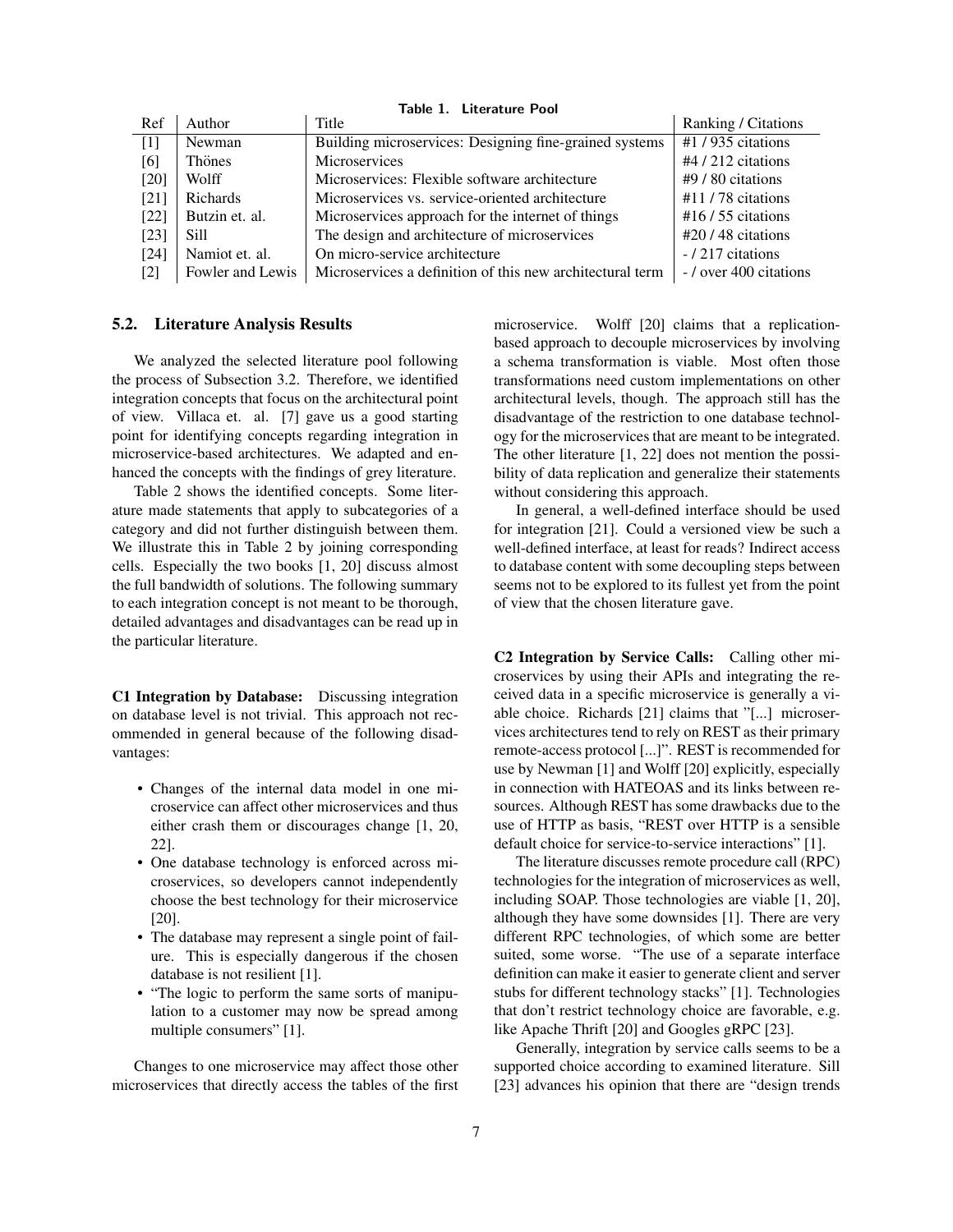**Table 1. Literature Pool**

| Ref | Author | Title | Ranking / Citations |
|---|---|---|---|
| [1] | Newman | Building microservices: Designing fine-grained systems | #1 / 935 citations |
| [6] | Thönes | Microservices | #4 / 212 citations |
| [20] | Wolff | Microservices: Flexible software architecture | #9 / 80 citations |
| [21] | Richards | Microservices vs. service-oriented architecture | #11 / 78 citations |
| [22] | Butzin et. al. | Microservices approach for the internet of things | #16 / 55 citations |
| [23] | Sill | The design and architecture of microservices | #20 / 48 citations |
| [24] | Namiot et. al. | On micro-service architecture | - / 217 citations |
| [2] | Fowler and Lewis | Microservices a definition of this new architectural term | - / over 400 citations |

### 5.2. Literature Analysis Results

We analyzed the selected literature pool following the process of Subsection 3.2. Therefore, we identified integration concepts that focus on the architectural point of view. Villaca et. al. [7] gave us a good starting point for identifying concepts regarding integration in microservice-based architectures. We adapted and enhanced the concepts with the findings of grey literature.

Table 2 shows the identified concepts. Some literature made statements that apply to subcategories of a category and did not further distinguish between them. We illustrate this in Table 2 by joining corresponding cells. Especially the two books [1, 20] discuss almost the full bandwidth of solutions. The following summary to each integration concept is not meant to be thorough, detailed advantages and disadvantages can be read up in the particular literature.

**C1 Integration by Database:** Discussing integration on database level is not trivial. This approach not recommended in general because of the following disadvantages:

- Changes of the internal data model in one microservice can affect other microservices and thus either crash them or discourages change [1, 20, 22].
- One database technology is enforced across microservices, so developers cannot independently choose the best technology for their microservice [20].
- The database may represent a single point of failure. This is especially dangerous if the chosen database is not resilient [1].
- "The logic to perform the same sorts of manipulation to a customer may now be spread among multiple consumers" [1].

Changes to one microservice may affect those other microservices that directly access the tables of the first microservice. Wolff [20] claims that a replication-based approach to decouple microservices by involving a schema transformation is viable. Most often those transformations need custom implementations on other architectural levels, though. The approach still has the disadvantage of the restriction to one database technology for the microservices that are meant to be integrated. The other literature [1, 22] does not mention the possibility of data replication and generalize their statements without considering this approach.

In general, a well-defined interface should be used for integration [21]. Could a versioned view be such a well-defined interface, at least for reads? Indirect access to database content with some decoupling steps between seems not to be explored to its fullest yet from the point of view that the chosen literature gave.

**C2 Integration by Service Calls:** Calling other microservices by using their APIs and integrating the received data in a specific microservice is generally a viable choice. Richards [21] claims that "[...] microservices architectures tend to rely on REST as their primary remote-access protocol [...]". REST is recommended for use by Newman [1] and Wolff [20] explicitly, especially in connection with HATEOAS and its links between resources. Although REST has some drawbacks due to the use of HTTP as basis, "REST over HTTP is a sensible default choice for service-to-service interactions" [1].

The literature discusses remote procedure call (RPC) technologies for the integration of microservices as well, including SOAP. Those technologies are viable [1, 20], although they have some downsides [1]. There are very different RPC technologies, of which some are better suited, some worse. "The use of a separate interface definition can make it easier to generate client and server stubs for different technology stacks" [1]. Technologies that don't restrict technology choice are favorable, e.g. like Apache Thrift [20] and Googles gRPC [23].

Generally, integration by service calls seems to be a supported choice according to examined literature. Sill [23] advances his opinion that there are "design trends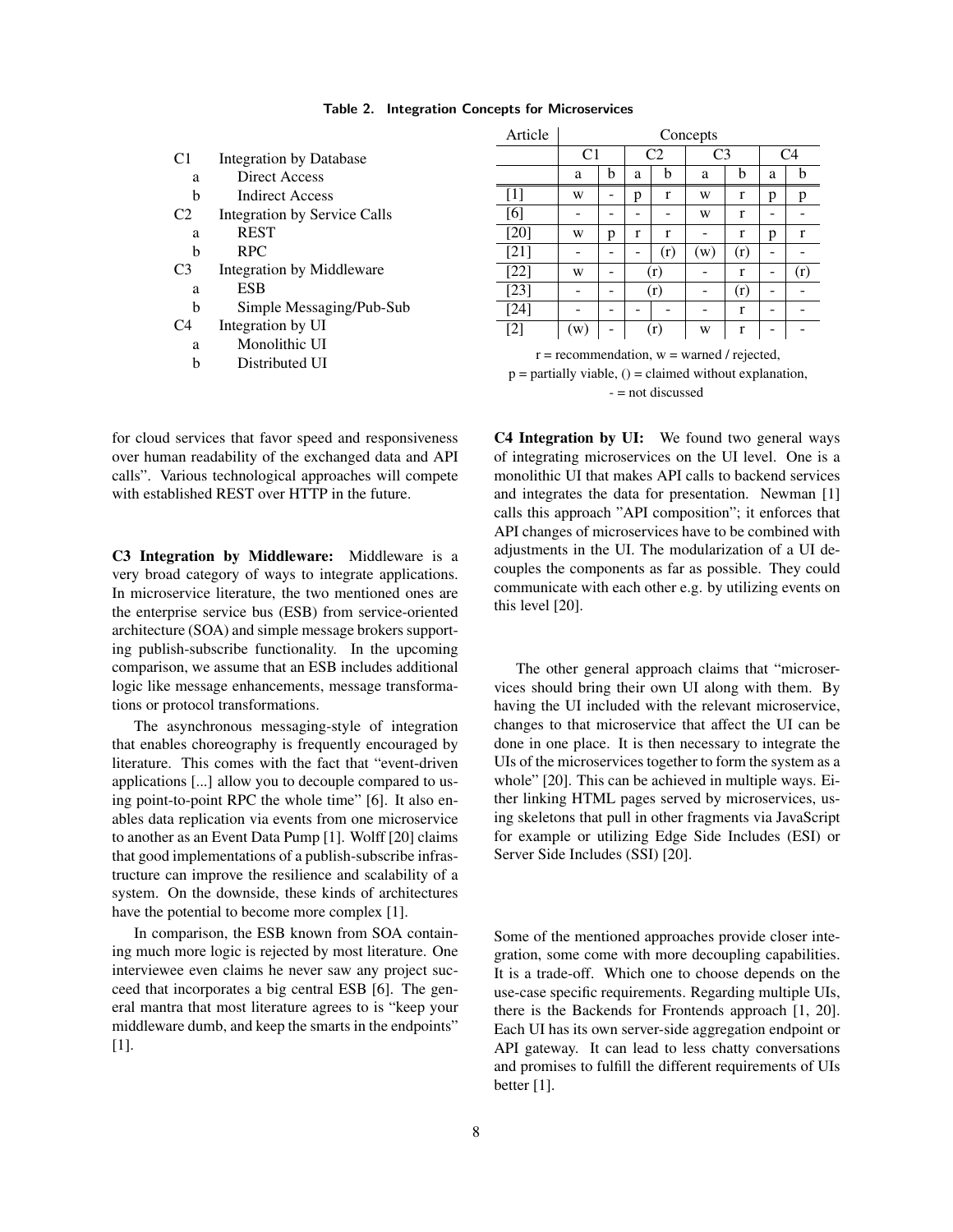**Table 2. Integration Concepts for Microservices**

- C1 Integration by Database
  - a Direct Access
  - b Indirect Access
- C2 Integration by Service Calls
  - a REST
  - b RPC
- C3 Integration by Middleware
  - a ESB
  - b Simple Messaging/Pub-Sub
- C4 Integration by UI
  - a Monolithic UI
  - b Distributed UI

| Article | Concepts | | | | | | | |
|---|---|---|---|---|---|---|---|---|
| | C1 | | C2 | | C3 | | C4 | |
| | a | b | a | b | a | b | a | b |
| [1] | w | - | p | r | w | r | p | p |
| [6] | - | - | - | - | w | r | - | - |
| [20] | w | p | r | r | - | r | p | r |
| [21] | - | - | - | (r) | (w) | (r) | - | - |
| [22] | w | - | (r) | | - | r | - | (r) |
| [23] | - | - | (r) | | - | (r) | - | - |
| [24] | - | - | - | - | - | r | - | - |
| [2] | (w) | - | (r) | | w | r | - | - |

r = recommendation, w = warned / rejected,
p = partially viable, () = claimed without explanation,
- = not discussed

for cloud services that favor speed and responsiveness over human readability of the exchanged data and API calls". Various technological approaches will compete with established REST over HTTP in the future.

**C3 Integration by Middleware:** Middleware is a very broad category of ways to integrate applications. In microservice literature, the two mentioned ones are the enterprise service bus (ESB) from service-oriented architecture (SOA) and simple message brokers supporting publish-subscribe functionality. In the upcoming comparison, we assume that an ESB includes additional logic like message enhancements, message transformations or protocol transformations.

The asynchronous messaging-style of integration that enables choreography is frequently encouraged by literature. This comes with the fact that "event-driven applications [...] allow you to decouple compared to using point-to-point RPC the whole time" [6]. It also enables data replication via events from one microservice to another as an Event Data Pump [1]. Wolff [20] claims that good implementations of a publish-subscribe infrastructure can improve the resilience and scalability of a system. On the downside, these kinds of architectures have the potential to become more complex [1].

In comparison, the ESB known from SOA containing much more logic is rejected by most literature. One interviewee even claims he never saw any project succeed that incorporates a big central ESB [6]. The general mantra that most literature agrees to is "keep your middleware dumb, and keep the smarts in the endpoints" [1].

**C4 Integration by UI:** We found two general ways of integrating microservices on the UI level. One is a monolithic UI that makes API calls to backend services and integrates the data for presentation. Newman [1] calls this approach "API composition"; it enforces that API changes of microservices have to be combined with adjustments in the UI. The modularization of a UI decouples the components as far as possible. They could communicate with each other e.g. by utilizing events on this level [20].

The other general approach claims that "microservices should bring their own UI along with them. By having the UI included with the relevant microservice, changes to that microservice that affect the UI can be done in one place. It is then necessary to integrate the UIs of the microservices together to form the system as a whole" [20]. This can be achieved in multiple ways. Either linking HTML pages served by microservices, using skeletons that pull in other fragments via JavaScript for example or utilizing Edge Side Includes (ESI) or Server Side Includes (SSI) [20].

Some of the mentioned approaches provide closer integration, some come with more decoupling capabilities. It is a trade-off. Which one to choose depends on the use-case specific requirements. Regarding multiple UIs, there is the Backends for Frontends approach [1, 20]. Each UI has its own server-side aggregation endpoint or API gateway. It can lead to less chatty conversations and promises to fulfill the different requirements of UIs better [1].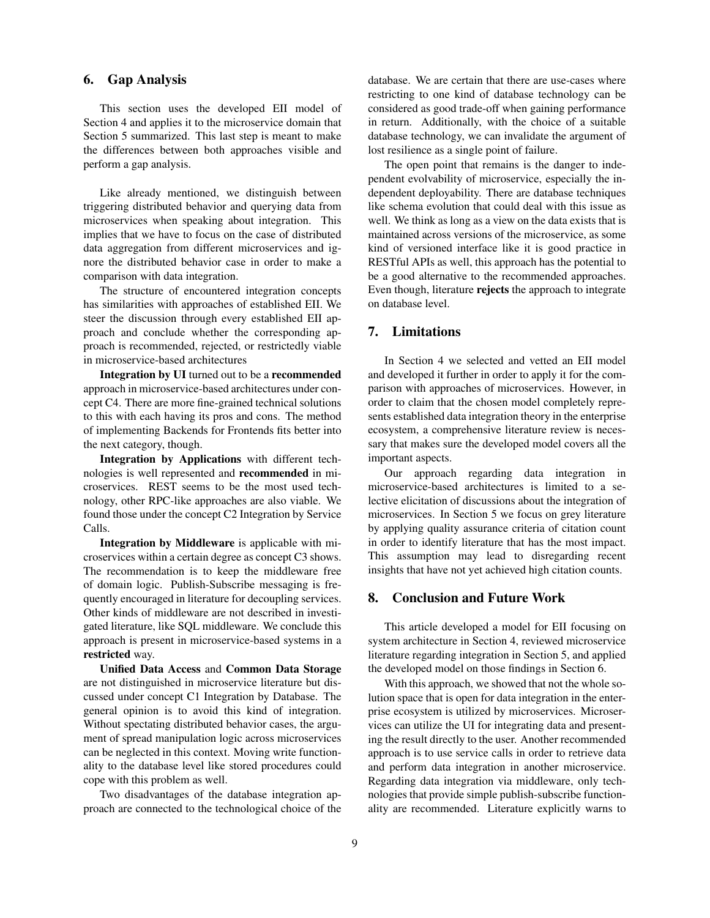## 6. Gap Analysis

This section uses the developed EII model of Section 4 and applies it to the microservice domain that Section 5 summarized. This last step is meant to make the differences between both approaches visible and perform a gap analysis.

Like already mentioned, we distinguish between triggering distributed behavior and querying data from microservices when speaking about integration. This implies that we have to focus on the case of distributed data aggregation from different microservices and ignore the distributed behavior case in order to make a comparison with data integration.

The structure of encountered integration concepts has similarities with approaches of established EII. We steer the discussion through every established EII approach and conclude whether the corresponding approach is recommended, rejected, or restrictedly viable in microservice-based architectures

**Integration by UI** turned out to be a **recommended** approach in microservice-based architectures under concept C4. There are more fine-grained technical solutions to this with each having its pros and cons. The method of implementing Backends for Frontends fits better into the next category, though.

**Integration by Applications** with different technologies is well represented and **recommended** in microservices. REST seems to be the most used technology, other RPC-like approaches are also viable. We found those under the concept C2 Integration by Service Calls.

**Integration by Middleware** is applicable with microservices within a certain degree as concept C3 shows. The recommendation is to keep the middleware free of domain logic. Publish-Subscribe messaging is frequently encouraged in literature for decoupling services. Other kinds of middleware are not described in investigated literature, like SQL middleware. We conclude this approach is present in microservice-based systems in a **restricted** way.

**Unified Data Access** and **Common Data Storage** are not distinguished in microservice literature but discussed under concept C1 Integration by Database. The general opinion is to avoid this kind of integration. Without spectating distributed behavior cases, the argument of spread manipulation logic across microservices can be neglected in this context. Moving write functionality to the database level like stored procedures could cope with this problem as well.

Two disadvantages of the database integration approach are connected to the technological choice of the database. We are certain that there are use-cases where restricting to one kind of database technology can be considered as good trade-off when gaining performance in return. Additionally, with the choice of a suitable database technology, we can invalidate the argument of lost resilience as a single point of failure.

The open point that remains is the danger to independent evolvability of microservice, especially the independent deployability. There are database techniques like schema evolution that could deal with this issue as well. We think as long as a view on the data exists that is maintained across versions of the microservice, as some kind of versioned interface like it is good practice in RESTful APIs as well, this approach has the potential to be a good alternative to the recommended approaches. Even though, literature **rejects** the approach to integrate on database level.

## 7. Limitations

In Section 4 we selected and vetted an EII model and developed it further in order to apply it for the comparison with approaches of microservices. However, in order to claim that the chosen model completely represents established data integration theory in the enterprise ecosystem, a comprehensive literature review is necessary that makes sure the developed model covers all the important aspects.

Our approach regarding data integration in microservice-based architectures is limited to a selective elicitation of discussions about the integration of microservices. In Section 5 we focus on grey literature by applying quality assurance criteria of citation count in order to identify literature that has the most impact. This assumption may lead to disregarding recent insights that have not yet achieved high citation counts.

## 8. Conclusion and Future Work

This article developed a model for EII focusing on system architecture in Section 4, reviewed microservice literature regarding integration in Section 5, and applied the developed model on those findings in Section 6.

With this approach, we showed that not the whole solution space that is open for data integration in the enterprise ecosystem is utilized by microservices. Microservices can utilize the UI for integrating data and presenting the result directly to the user. Another recommended approach is to use service calls in order to retrieve data and perform data integration in another microservice. Regarding data integration via middleware, only technologies that provide simple publish-subscribe functionality are recommended. Literature explicitly warns to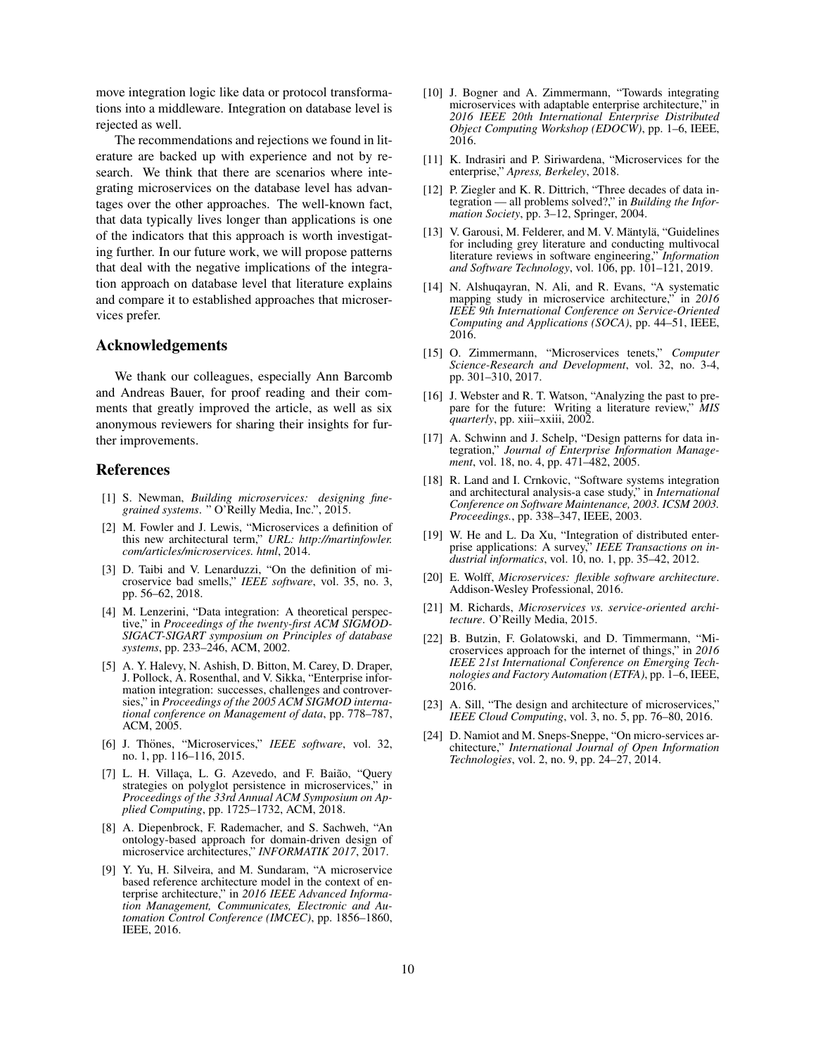move integration logic like data or protocol transformations into a middleware. Integration on database level is rejected as well.

The recommendations and rejections we found in literature are backed up with experience and not by research. We think that there are scenarios where integrating microservices on the database level has advantages over the other approaches. The well-known fact, that data typically lives longer than applications is one of the indicators that this approach is worth investigating further. In our future work, we will propose patterns that deal with the negative implications of the integration approach on database level that literature explains and compare it to established approaches that microservices prefer.

## Acknowledgements

We thank our colleagues, especially Ann Barcomb and Andreas Bauer, for proof reading and their comments that greatly improved the article, as well as six anonymous reviewers for sharing their insights for further improvements.

## References

- [1] S. Newman, *Building microservices: designing fine-grained systems*. " O'Reilly Media, Inc.", 2015.
- [2] M. Fowler and J. Lewis, "Microservices a definition of this new architectural term," *URL: http://martinfowler.com/articles/microservices. html*, 2014.
- [3] D. Taibi and V. Lenarduzzi, "On the definition of microservice bad smells," *IEEE software*, vol. 35, no. 3, pp. 56–62, 2018.
- [4] M. Lenzerini, "Data integration: A theoretical perspective," in *Proceedings of the twenty-first ACM SIGMOD-SIGACT-SIGART symposium on Principles of database systems*, pp. 233–246, ACM, 2002.
- [5] A. Y. Halevy, N. Ashish, D. Bitton, M. Carey, D. Draper, J. Pollock, A. Rosenthal, and V. Sikka, "Enterprise information integration: successes, challenges and controversies," in *Proceedings of the 2005 ACM SIGMOD international conference on Management of data*, pp. 778–787, ACM, 2005.
- [6] J. Thönes, "Microservices," *IEEE software*, vol. 32, no. 1, pp. 116–116, 2015.
- [7] L. H. Villaça, L. G. Azevedo, and F. Baião, "Query strategies on polyglot persistence in microservices," in *Proceedings of the 33rd Annual ACM Symposium on Applied Computing*, pp. 1725–1732, ACM, 2018.
- [8] A. Diepenbrock, F. Rademacher, and S. Sachweh, "An ontology-based approach for domain-driven design of microservice architectures," *INFORMATIK 2017*, 2017.
- [9] Y. Yu, H. Silveira, and M. Sundaram, "A microservice based reference architecture model in the context of enterprise architecture," in *2016 IEEE Advanced Information Management, Communicates, Electronic and Automation Control Conference (IMCEC)*, pp. 1856–1860, IEEE, 2016.
- [10] J. Bogner and A. Zimmermann, "Towards integrating microservices with adaptable enterprise architecture," in *2016 IEEE 20th International Enterprise Distributed Object Computing Workshop (EDOCW)*, pp. 1–6, IEEE, 2016.
- [11] K. Indrasiri and P. Siriwardena, "Microservices for the enterprise," *Apress, Berkeley*, 2018.
- [12] P. Ziegler and K. R. Dittrich, "Three decades of data integration — all problems solved?," in *Building the Information Society*, pp. 3–12, Springer, 2004.
- [13] V. Garousi, M. Felderer, and M. V. Mäntylä, "Guidelines for including grey literature and conducting multivocal literature reviews in software engineering," *Information and Software Technology*, vol. 106, pp. 101–121, 2019.
- [14] N. Alshuqayran, N. Ali, and R. Evans, "A systematic mapping study in microservice architecture," in *2016 IEEE 9th International Conference on Service-Oriented Computing and Applications (SOCA)*, pp. 44–51, IEEE, 2016.
- [15] O. Zimmermann, "Microservices tenets," *Computer Science-Research and Development*, vol. 32, no. 3-4, pp. 301–310, 2017.
- [16] J. Webster and R. T. Watson, "Analyzing the past to prepare for the future: Writing a literature review," *MIS quarterly*, pp. xiii–xxiii, 2002.
- [17] A. Schwinn and J. Schelp, "Design patterns for data integration," *Journal of Enterprise Information Management*, vol. 18, no. 4, pp. 471–482, 2005.
- [18] R. Land and I. Crnkovic, "Software systems integration and architectural analysis-a case study," in *International Conference on Software Maintenance, 2003. ICSM 2003. Proceedings.*, pp. 338–347, IEEE, 2003.
- [19] W. He and L. Da Xu, "Integration of distributed enterprise applications: A survey," *IEEE Transactions on industrial informatics*, vol. 10, no. 1, pp. 35–42, 2012.
- [20] E. Wolff, *Microservices: flexible software architecture*. Addison-Wesley Professional, 2016.
- [21] M. Richards, *Microservices vs. service-oriented architecture*. O'Reilly Media, 2015.
- [22] B. Butzin, F. Golatowski, and D. Timmermann, "Microservices approach for the internet of things," in *2016 IEEE 21st International Conference on Emerging Technologies and Factory Automation (ETFA)*, pp. 1–6, IEEE, 2016.
- [23] A. Sill, "The design and architecture of microservices," *IEEE Cloud Computing*, vol. 3, no. 5, pp. 76–80, 2016.
- [24] D. Namiot and M. Sneps-Sneppe, "On micro-services architecture," *International Journal of Open Information Technologies*, vol. 2, no. 9, pp. 24–27, 2014.